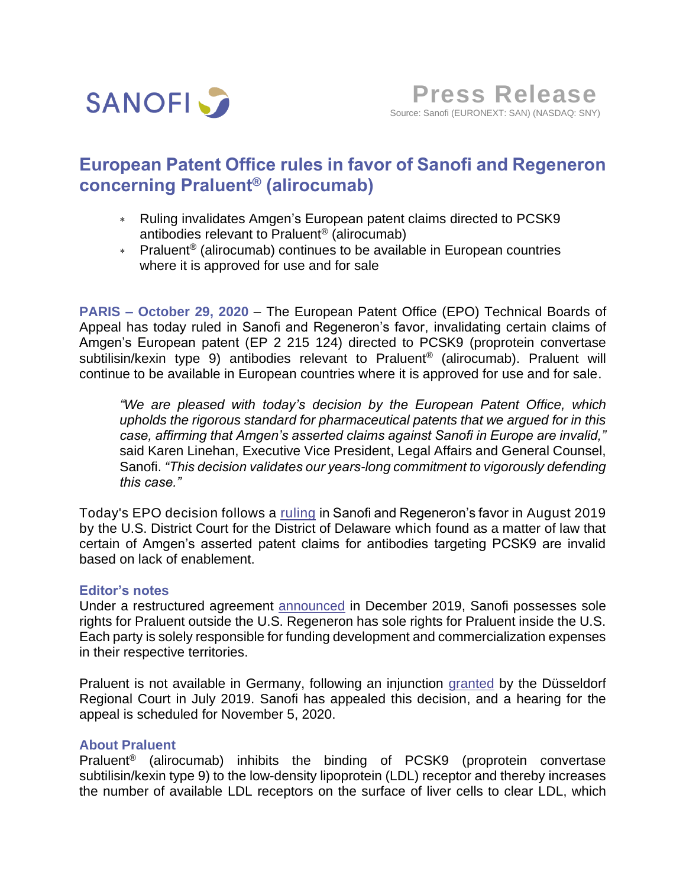SANOFI

# Press Release

Source: Sanofi (EURONEXT: SAN) (NASDAQ: SNY)

## European Patent Office rules in favor of Sanofi and Regeneron concerning Praluent® (alirocumab)

- Ruling invalidates Amgen's European patent claims directed to PCSK9 antibodies relevant to Praluent® (alirocumab)
- Praluent® (alirocumab) continues to be available in European countries where it is approved for use and for sale

**PARIS – October 29, 2020** – The European Patent Office (EPO) Technical Boards of Appeal has today ruled in Sanofi and Regeneron's favor, invalidating certain claims of Amgen's European patent (EP 2 215 124) directed to PCSK9 (proprotein convertase subtilisin/kexin type 9) antibodies relevant to Praluent® (alirocumab). Praluent will continue to be available in European countries where it is approved for use and for sale.

> *"We are pleased with today's decision by the European Patent Office, which upholds the rigorous standard for pharmaceutical patents that we argued for in this case, affirming that Amgen's asserted claims against Sanofi in Europe are invalid,"* said Karen Linehan, Executive Vice President, Legal Affairs and General Counsel, Sanofi. *"This decision validates our years-long commitment to vigorously defending this case."*

Today's EPO decision follows a ruling in Sanofi and Regeneron's favor in August 2019 by the U.S. District Court for the District of Delaware which found as a matter of law that certain of Amgen's asserted patent claims for antibodies targeting PCSK9 are invalid based on lack of enablement.

### Editor's notes

Under a restructured agreement announced in December 2019, Sanofi possesses sole rights for Praluent outside the U.S. Regeneron has sole rights for Praluent inside the U.S. Each party is solely responsible for funding development and commercialization expenses in their respective territories.

Praluent is not available in Germany, following an injunction granted by the Düsseldorf Regional Court in July 2019. Sanofi has appealed this decision, and a hearing for the appeal is scheduled for November 5, 2020.

### About Praluent

Praluent® (alirocumab) inhibits the binding of PCSK9 (proprotein convertase subtilisin/kexin type 9) to the low-density lipoprotein (LDL) receptor and thereby increases the number of available LDL receptors on the surface of liver cells to clear LDL, which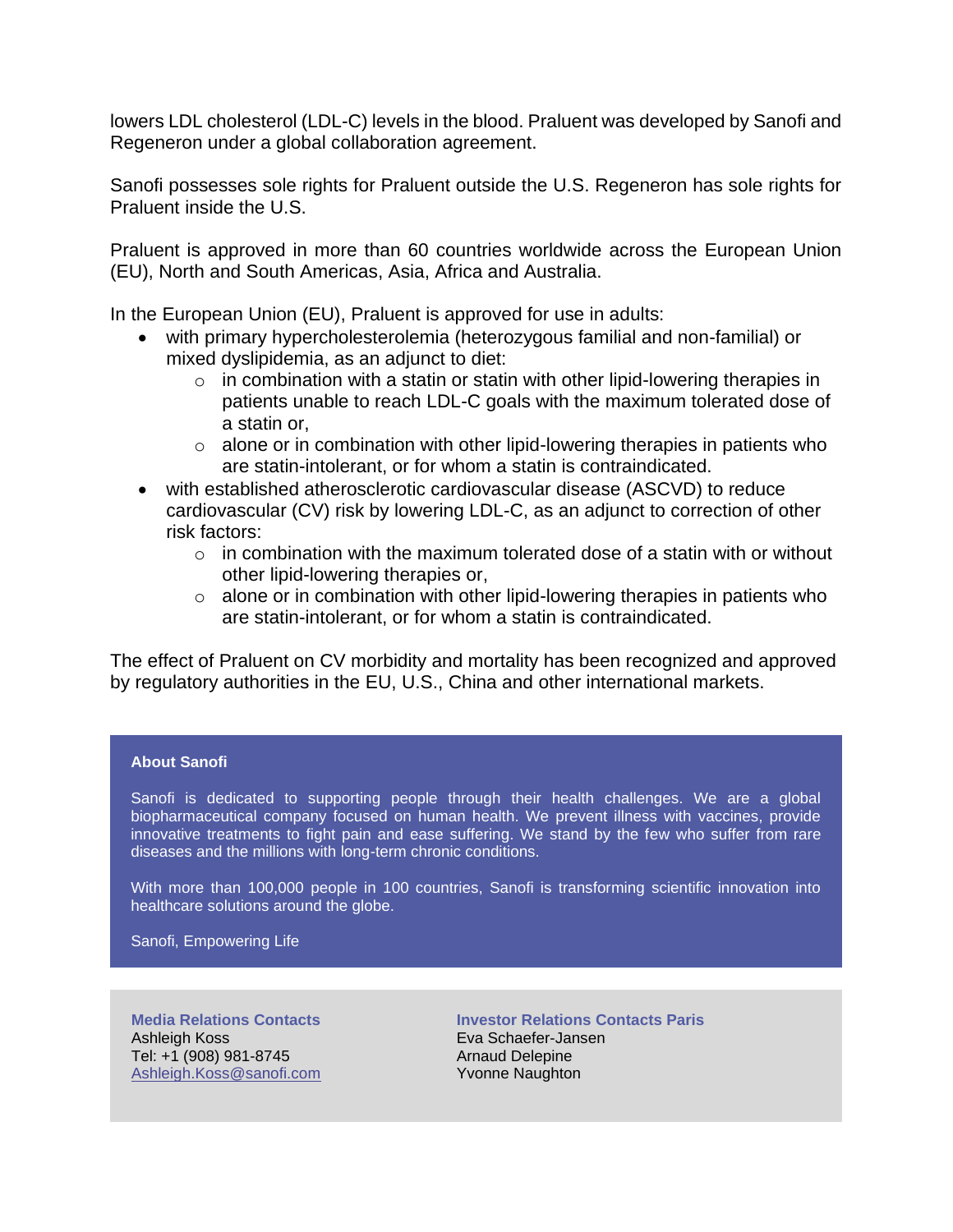lowers LDL cholesterol (LDL-C) levels in the blood. Praluent was developed by Sanofi and Regeneron under a global collaboration agreement.

Sanofi possesses sole rights for Praluent outside the U.S. Regeneron has sole rights for Praluent inside the U.S.

Praluent is approved in more than 60 countries worldwide across the European Union (EU), North and South Americas, Asia, Africa and Australia.

In the European Union (EU), Praluent is approved for use in adults:

- with primary hypercholesterolemia (heterozygous familial and non-familial) or mixed dyslipidemia, as an adjunct to diet:
  - in combination with a statin or statin with other lipid-lowering therapies in patients unable to reach LDL-C goals with the maximum tolerated dose of a statin or,
  - alone or in combination with other lipid-lowering therapies in patients who are statin-intolerant, or for whom a statin is contraindicated.
- with established atherosclerotic cardiovascular disease (ASCVD) to reduce cardiovascular (CV) risk by lowering LDL-C, as an adjunct to correction of other risk factors:
  - in combination with the maximum tolerated dose of a statin with or without other lipid-lowering therapies or,
  - alone or in combination with other lipid-lowering therapies in patients who are statin-intolerant, or for whom a statin is contraindicated.

The effect of Praluent on CV morbidity and mortality has been recognized and approved by regulatory authorities in the EU, U.S., China and other international markets.

**About Sanofi**

Sanofi is dedicated to supporting people through their health challenges. We are a global biopharmaceutical company focused on human health. We prevent illness with vaccines, provide innovative treatments to fight pain and ease suffering. We stand by the few who suffer from rare diseases and the millions with long-term chronic conditions.

With more than 100,000 people in 100 countries, Sanofi is transforming scientific innovation into healthcare solutions around the globe.

Sanofi, Empowering Life

**Media Relations Contacts**
Ashleigh Koss
Tel: +1 (908) 981-8745
Ashleigh.Koss@sanofi.com

**Investor Relations Contacts Paris**
Eva Schaefer-Jansen
Arnaud Delepine
Yvonne Naughton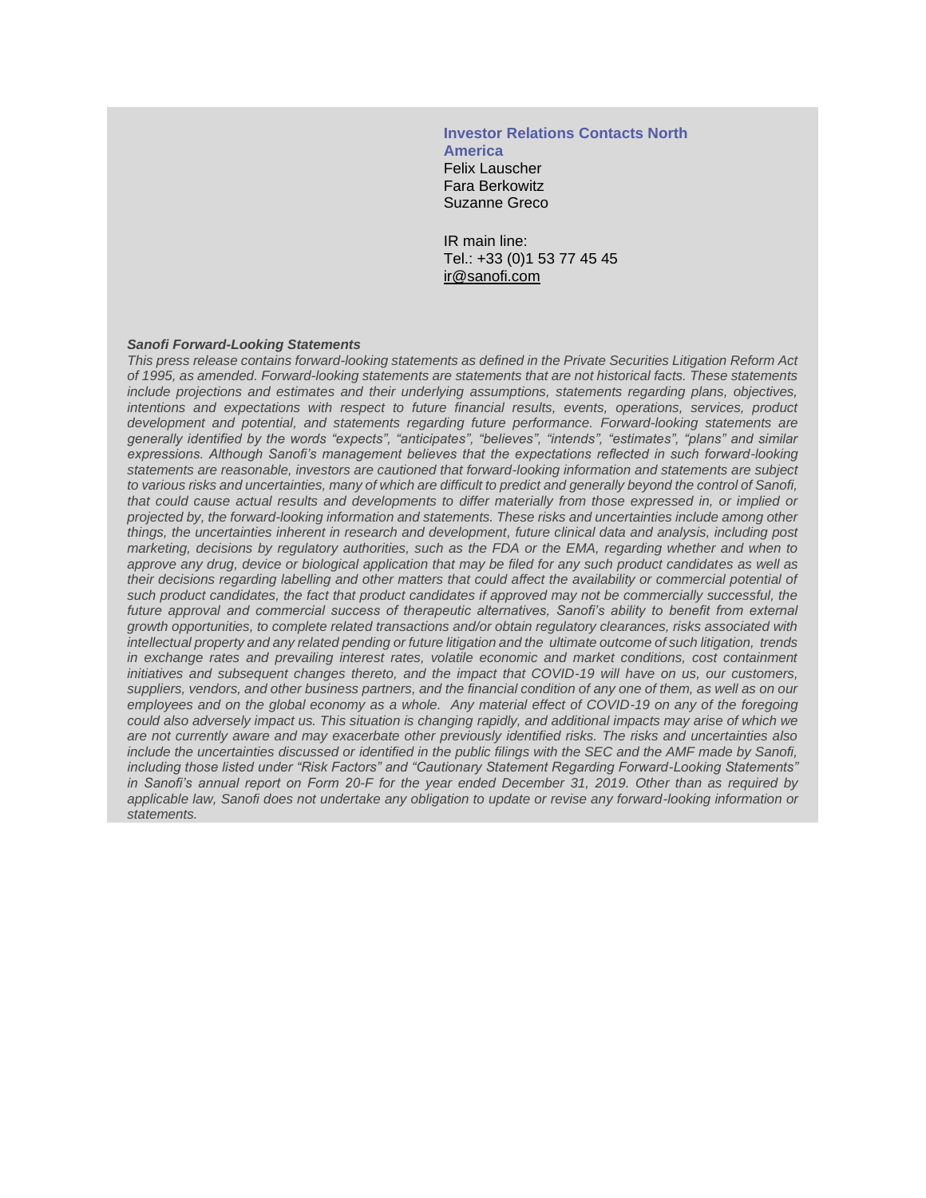**Investor Relations Contacts North America**
Felix Lauscher
Fara Berkowitz
Suzanne Greco

IR main line:
Tel.: +33 (0)1 53 77 45 45
ir@sanofi.com

***Sanofi Forward-Looking Statements***

*This press release contains forward-looking statements as defined in the Private Securities Litigation Reform Act of 1995, as amended. Forward-looking statements are statements that are not historical facts. These statements include projections and estimates and their underlying assumptions, statements regarding plans, objectives, intentions and expectations with respect to future financial results, events, operations, services, product development and potential, and statements regarding future performance. Forward-looking statements are generally identified by the words "expects", "anticipates", "believes", "intends", "estimates", "plans" and similar expressions. Although Sanofi's management believes that the expectations reflected in such forward-looking statements are reasonable, investors are cautioned that forward-looking information and statements are subject to various risks and uncertainties, many of which are difficult to predict and generally beyond the control of Sanofi, that could cause actual results and developments to differ materially from those expressed in, or implied or projected by, the forward-looking information and statements. These risks and uncertainties include among other things, the uncertainties inherent in research and development, future clinical data and analysis, including post marketing, decisions by regulatory authorities, such as the FDA or the EMA, regarding whether and when to approve any drug, device or biological application that may be filed for any such product candidates as well as their decisions regarding labelling and other matters that could affect the availability or commercial potential of such product candidates, the fact that product candidates if approved may not be commercially successful, the future approval and commercial success of therapeutic alternatives, Sanofi's ability to benefit from external growth opportunities, to complete related transactions and/or obtain regulatory clearances, risks associated with intellectual property and any related pending or future litigation and the ultimate outcome of such litigation, trends in exchange rates and prevailing interest rates, volatile economic and market conditions, cost containment initiatives and subsequent changes thereto, and the impact that COVID-19 will have on us, our customers, suppliers, vendors, and other business partners, and the financial condition of any one of them, as well as on our employees and on the global economy as a whole. Any material effect of COVID-19 on any of the foregoing could also adversely impact us. This situation is changing rapidly, and additional impacts may arise of which we are not currently aware and may exacerbate other previously identified risks. The risks and uncertainties also include the uncertainties discussed or identified in the public filings with the SEC and the AMF made by Sanofi, including those listed under "Risk Factors" and "Cautionary Statement Regarding Forward-Looking Statements" in Sanofi's annual report on Form 20-F for the year ended December 31, 2019. Other than as required by applicable law, Sanofi does not undertake any obligation to update or revise any forward-looking information or statements.*